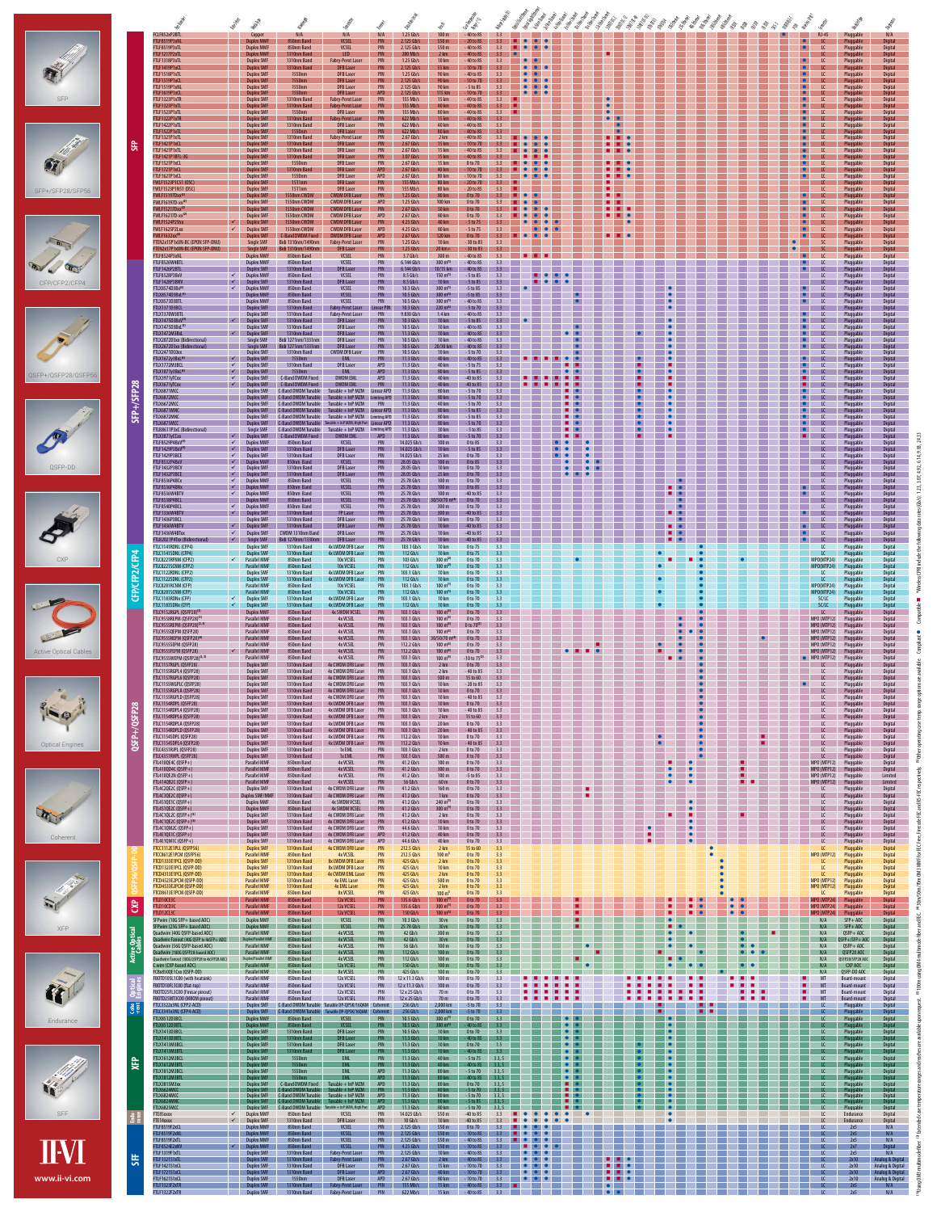SFP

SFP+/SFP28/SFP56

CFP/CFP2/CFP4

QSFP+/QSFP28/QSFP56

QSFP-DD

CXP

Active Optical Cables

Optical Engines

Coherent

XFP

Endurance

SFF

# II-VI

www.ii-vi.com

## Product Sections

- SFP
- SFP+/SFP28
- CFP/CFP2/CFP4
- QSFP+/QSFP28
- QSFP56/QSFP-DD
- CXP
- Active Optical Cables
- Optical Engines
- Coherent
- XFP
- Endurance
- SFF

| Part Number | Media Type | Wavelength | Transmitter | Receiver | Data Rate | Reach | Case Temperature Range (°C) | Voltage Supply (V) | Connector | Module Type | Diagnostics |
|---|---|---|---|---|---|---|---|---|---|---|---|
| FCLF8521P2BTL | Copper | N/A | N/A | N/A | 1.25 Gb/s | 100 m | -40 to 85 | 3.3 | RJ-45 | Pluggable | N/A |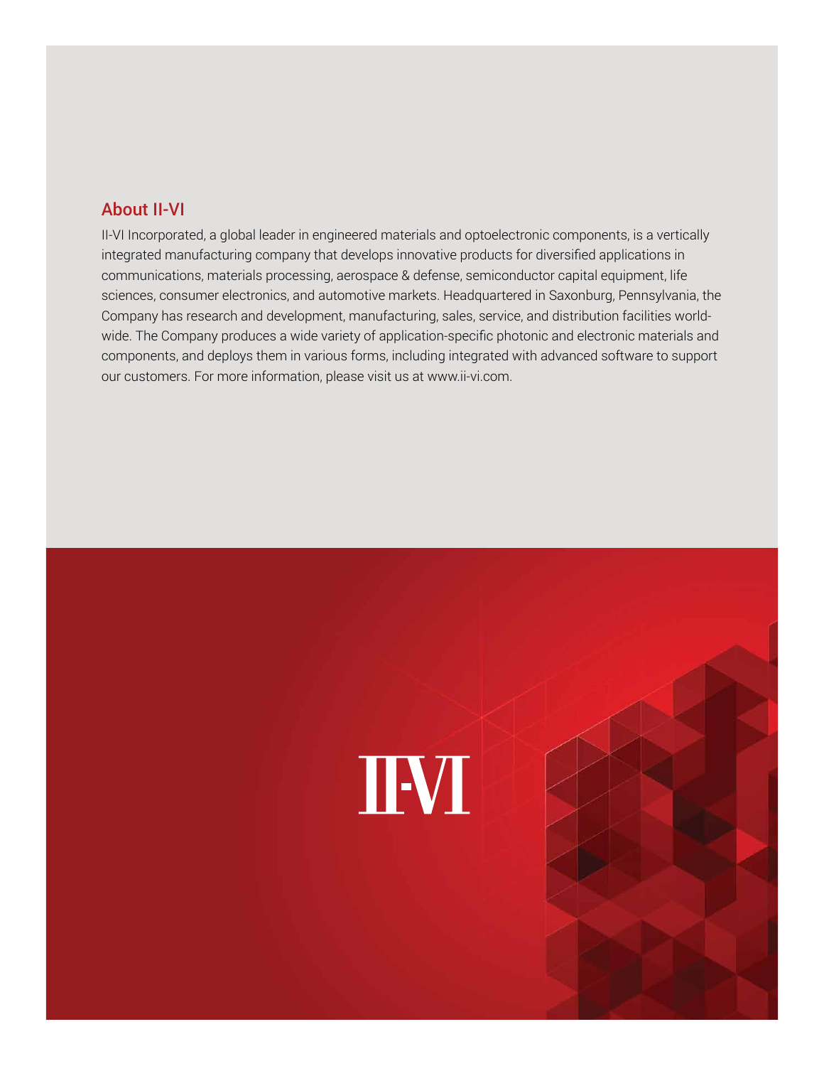## About II-VI

II-VI Incorporated, a global leader in engineered materials and optoelectronic components, is a vertically integrated manufacturing company that develops innovative products for diversified applications in communications, materials processing, aerospace & defense, semiconductor capital equipment, life sciences, consumer electronics, and automotive markets. Headquartered in Saxonburg, Pennsylvania, the Company has research and development, manufacturing, sales, service, and distribution facilities world-wide. The Company produces a wide variety of application-specific photonic and electronic materials and components, and deploys them in various forms, including integrated with advanced software to support our customers. For more information, please visit us at www.ii-vi.com.

II-VI